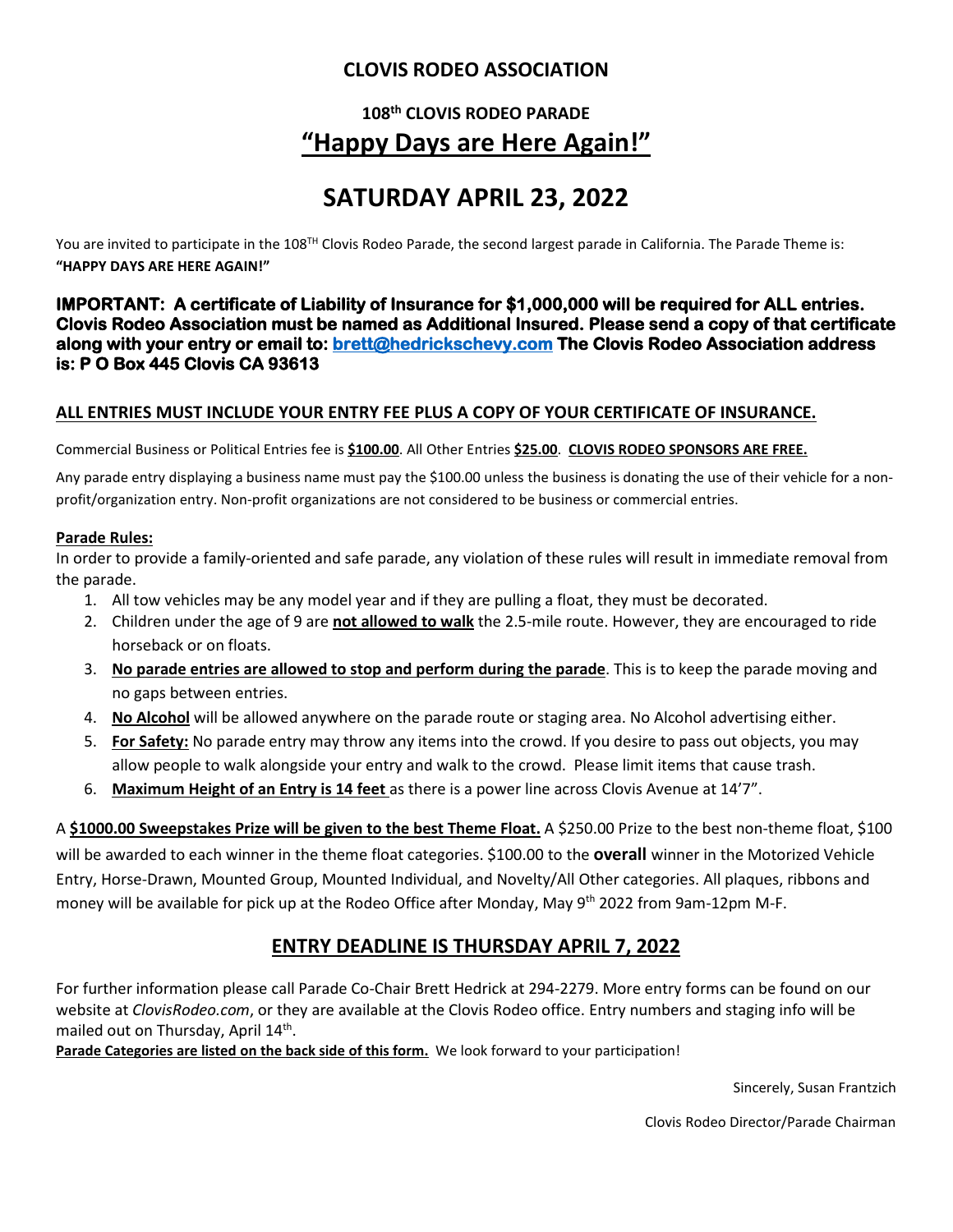# CLOVIS RODEO ASSOCIATION

## 108th CLOVIS RODEO PARADE

## “Happy Days are Here Again!”

# SATURDAY APRIL 23, 2022

You are invited to participate in the 108TH Clovis Rodeo Parade, the second largest parade in California. The Parade Theme is: **“HAPPY DAYS ARE HERE AGAIN!”**

**IMPORTANT: A certificate of Liability of Insurance for $1,000,000 will be required for ALL entries. Clovis Rodeo Association must be named as Additional Insured. Please send a copy of that certificate along with your entry or email to: brett@hedrickschevy.com The Clovis Rodeo Association address is: P O Box 445 Clovis CA 93613**

**ALL ENTRIES MUST INCLUDE YOUR ENTRY FEE PLUS A COPY OF YOUR CERTIFICATE OF INSURANCE.**

Commercial Business or Political Entries fee is **$100.00**. All Other Entries **$25.00**. **CLOVIS RODEO SPONSORS ARE FREE.**

Any parade entry displaying a business name must pay the $100.00 unless the business is donating the use of their vehicle for a non-profit/organization entry. Non-profit organizations are not considered to be business or commercial entries.

**Parade Rules:**

In order to provide a family-oriented and safe parade, any violation of these rules will result in immediate removal from the parade.

1. All tow vehicles may be any model year and if they are pulling a float, they must be decorated.
2. Children under the age of 9 are **not allowed to walk** the 2.5-mile route. However, they are encouraged to ride horseback or on floats.
3. **No parade entries are allowed to stop and perform during the parade**. This is to keep the parade moving and no gaps between entries.
4. **No Alcohol** will be allowed anywhere on the parade route or staging area. No Alcohol advertising either.
5. **For Safety:** No parade entry may throw any items into the crowd. If you desire to pass out objects, you may allow people to walk alongside your entry and walk to the crowd. Please limit items that cause trash.
6. **Maximum Height of an Entry is 14 feet** as there is a power line across Clovis Avenue at 14’7”.

A **$1000.00 Sweepstakes Prize will be given to the best Theme Float.** A $250.00 Prize to the best non-theme float, $100 will be awarded to each winner in the theme float categories. $100.00 to the **overall** winner in the Motorized Vehicle Entry, Horse-Drawn, Mounted Group, Mounted Individual, and Novelty/All Other categories. All plaques, ribbons and money will be available for pick up at the Rodeo Office after Monday, May 9th 2022 from 9am-12pm M-F.

## ENTRY DEADLINE IS THURSDAY APRIL 7, 2022

For further information please call Parade Co-Chair Brett Hedrick at 294-2279. More entry forms can be found on our website at *ClovisRodeo.com*, or they are available at the Clovis Rodeo office. Entry numbers and staging info will be mailed out on Thursday, April 14th.

**Parade Categories are listed on the back side of this form.** We look forward to your participation!

Sincerely, Susan Frantzich

Clovis Rodeo Director/Parade Chairman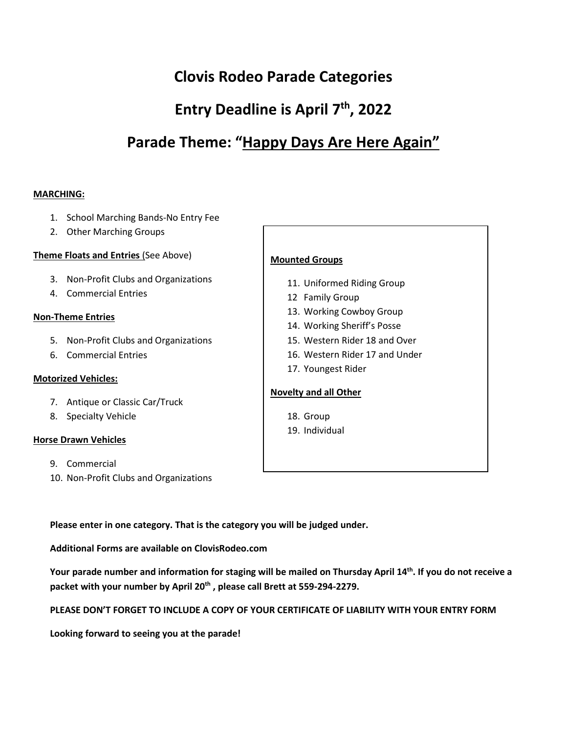# Clovis Rodeo Parade Categories

## Entry Deadline is April 7th, 2022

## Parade Theme: "Happy Days Are Here Again"

**MARCHING:**

1. School Marching Bands-No Entry Fee
2. Other Marching Groups

**Theme Floats and Entries** (See Above)

3. Non-Profit Clubs and Organizations
4. Commercial Entries

**Non-Theme Entries**

5. Non-Profit Clubs and Organizations
6. Commercial Entries

**Motorized Vehicles:**

7. Antique or Classic Car/Truck
8. Specialty Vehicle

**Horse Drawn Vehicles**

9. Commercial
10. Non-Profit Clubs and Organizations

**Mounted Groups**

11. Uniformed Riding Group
12. Family Group
13. Working Cowboy Group
14. Working Sheriff's Posse
15. Western Rider 18 and Over
16. Western Rider 17 and Under
17. Youngest Rider

**Novelty and all Other**

18. Group
19. Individual

**Please enter in one category. That is the category you will be judged under.**

**Additional Forms are available on ClovisRodeo.com**

**Your parade number and information for staging will be mailed on Thursday April 14th. If you do not receive a packet with your number by April 20th , please call Brett at 559-294-2279.**

**PLEASE DON'T FORGET TO INCLUDE A COPY OF YOUR CERTIFICATE OF LIABILITY WITH YOUR ENTRY FORM**

**Looking forward to seeing you at the parade!**